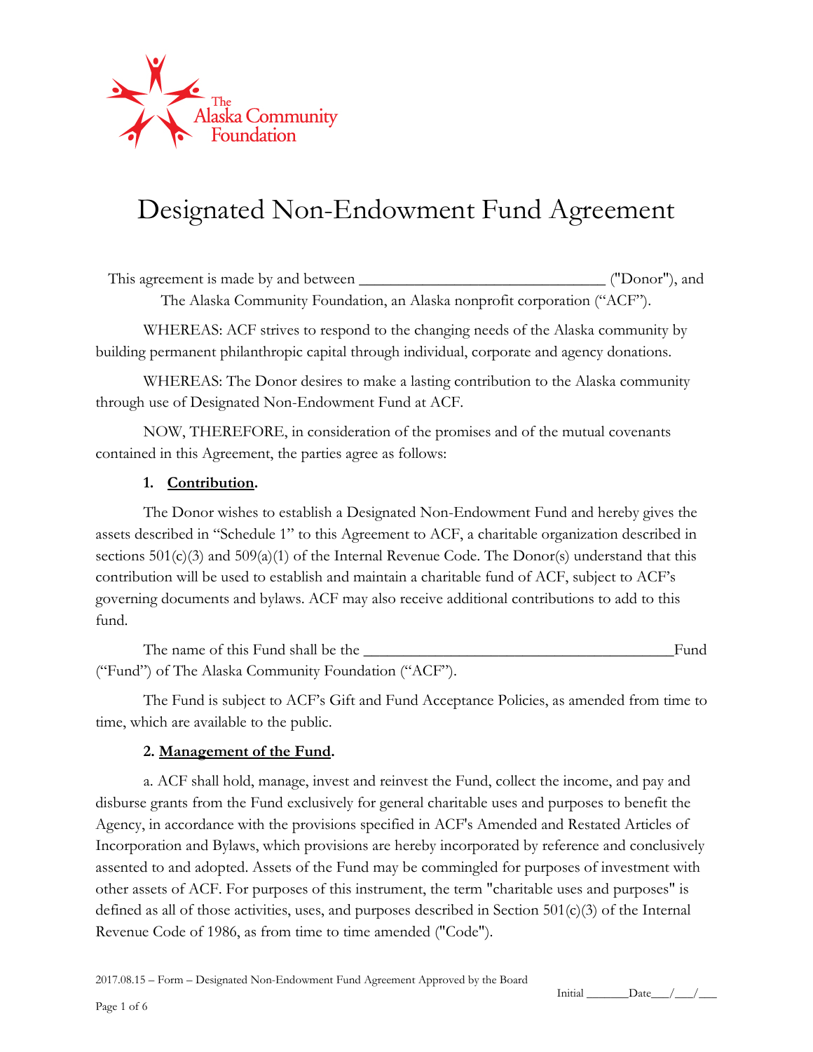# Designated Non-Endowment Fund Agreement

This agreement is made by and between ______________________________ ("Donor"), and The Alaska Community Foundation, an Alaska nonprofit corporation ("ACF").

WHEREAS: ACF strives to respond to the changing needs of the Alaska community by building permanent philanthropic capital through individual, corporate and agency donations.

WHEREAS: The Donor desires to make a lasting contribution to the Alaska community through use of Designated Non-Endowment Fund at ACF.

NOW, THEREFORE, in consideration of the promises and of the mutual covenants contained in this Agreement, the parties agree as follows:

**1. Contribution.**

The Donor wishes to establish a Designated Non-Endowment Fund and hereby gives the assets described in "Schedule 1" to this Agreement to ACF, a charitable organization described in sections 501(c)(3) and 509(a)(1) of the Internal Revenue Code. The Donor(s) understand that this contribution will be used to establish and maintain a charitable fund of ACF, subject to ACF's governing documents and bylaws. ACF may also receive additional contributions to add to this fund.

The name of this Fund shall be the ________________________________________Fund ("Fund") of The Alaska Community Foundation ("ACF").

The Fund is subject to ACF's Gift and Fund Acceptance Policies, as amended from time to time, which are available to the public.

**2. Management of the Fund.**

a. ACF shall hold, manage, invest and reinvest the Fund, collect the income, and pay and disburse grants from the Fund exclusively for general charitable uses and purposes to benefit the Agency, in accordance with the provisions specified in ACF's Amended and Restated Articles of Incorporation and Bylaws, which provisions are hereby incorporated by reference and conclusively assented to and adopted. Assets of the Fund may be commingled for purposes of investment with other assets of ACF. For purposes of this instrument, the term "charitable uses and purposes" is defined as all of those activities, uses, and purposes described in Section 501(c)(3) of the Internal Revenue Code of 1986, as from time to time amended ("Code").

2017.08.15 – Form – Designated Non-Endowment Fund Agreement Approved by the Board

Initial _______Date___/___/___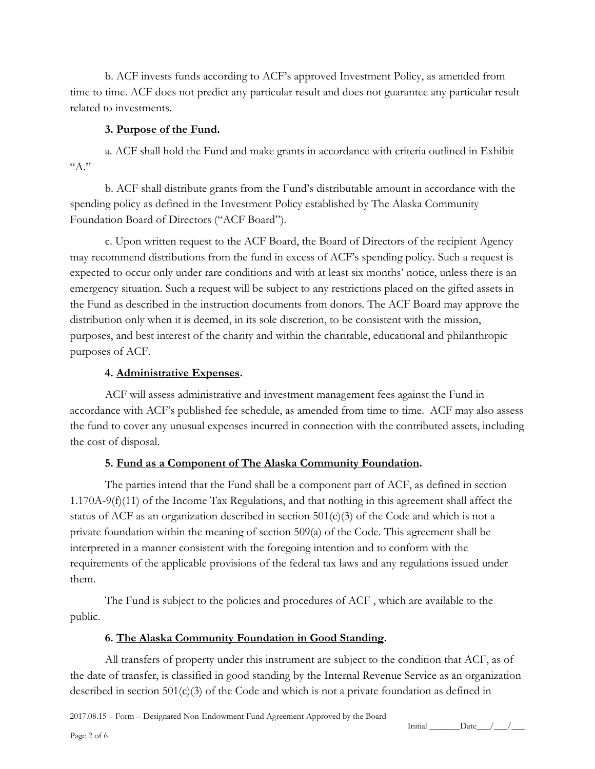b. ACF invests funds according to ACF's approved Investment Policy, as amended from time to time. ACF does not predict any particular result and does not guarantee any particular result related to investments.

**3. <u>Purpose of the Fund</u>.**

a. ACF shall hold the Fund and make grants in accordance with criteria outlined in Exhibit "A."

b. ACF shall distribute grants from the Fund's distributable amount in accordance with the spending policy as defined in the Investment Policy established by The Alaska Community Foundation Board of Directors ("ACF Board").

c. Upon written request to the ACF Board, the Board of Directors of the recipient Agency may recommend distributions from the fund in excess of ACF's spending policy. Such a request is expected to occur only under rare conditions and with at least six months' notice, unless there is an emergency situation. Such a request will be subject to any restrictions placed on the gifted assets in the Fund as described in the instruction documents from donors. The ACF Board may approve the distribution only when it is deemed, in its sole discretion, to be consistent with the mission, purposes, and best interest of the charity and within the charitable, educational and philanthropic purposes of ACF.

**4. <u>Administrative Expenses</u>.**

ACF will assess administrative and investment management fees against the Fund in accordance with ACF's published fee schedule, as amended from time to time. ACF may also assess the fund to cover any unusual expenses incurred in connection with the contributed assets, including the cost of disposal.

**5. <u>Fund as a Component of The Alaska Community Foundation</u>.**

The parties intend that the Fund shall be a component part of ACF, as defined in section 1.170A-9(f)(11) of the Income Tax Regulations, and that nothing in this agreement shall affect the status of ACF as an organization described in section 501(c)(3) of the Code and which is not a private foundation within the meaning of section 509(a) of the Code. This agreement shall be interpreted in a manner consistent with the foregoing intention and to conform with the requirements of the applicable provisions of the federal tax laws and any regulations issued under them.

The Fund is subject to the policies and procedures of ACF , which are available to the public.

**6. <u>The Alaska Community Foundation in Good Standing</u>.**

All transfers of property under this instrument are subject to the condition that ACF, as of the date of transfer, is classified in good standing by the Internal Revenue Service as an organization described in section 501(c)(3) of the Code and which is not a private foundation as defined in

2017.08.15 – Form – Designated Non-Endowment Fund Agreement Approved by the Board

Initial _______Date___/___/___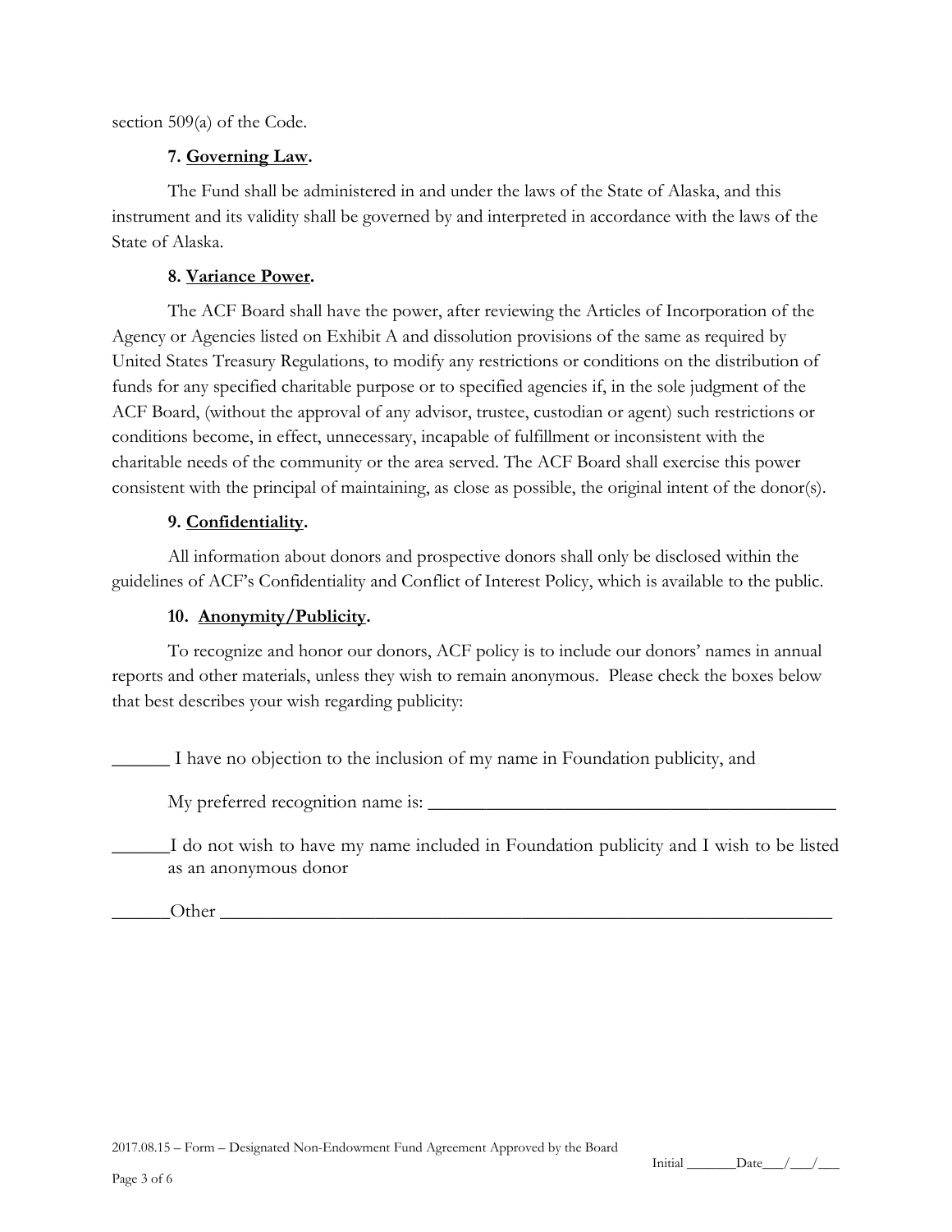section 509(a) of the Code.

**7. Governing Law.**

The Fund shall be administered in and under the laws of the State of Alaska, and this instrument and its validity shall be governed by and interpreted in accordance with the laws of the State of Alaska.

**8. Variance Power.**

The ACF Board shall have the power, after reviewing the Articles of Incorporation of the Agency or Agencies listed on Exhibit A and dissolution provisions of the same as required by United States Treasury Regulations, to modify any restrictions or conditions on the distribution of funds for any specified charitable purpose or to specified agencies if, in the sole judgment of the ACF Board, (without the approval of any advisor, trustee, custodian or agent) such restrictions or conditions become, in effect, unnecessary, incapable of fulfillment or inconsistent with the charitable needs of the community or the area served. The ACF Board shall exercise this power consistent with the principal of maintaining, as close as possible, the original intent of the donor(s).

**9. Confidentiality.**

All information about donors and prospective donors shall only be disclosed within the guidelines of ACF's Confidentiality and Conflict of Interest Policy, which is available to the public.

**10. Anonymity/Publicity.**

To recognize and honor our donors, ACF policy is to include our donors' names in annual reports and other materials, unless they wish to remain anonymous. Please check the boxes below that best describes your wish regarding publicity:

______ I have no objection to the inclusion of my name in Foundation publicity, and

My preferred recognition name is: ____________________________________________

______I do not wish to have my name included in Foundation publicity and I wish to be listed as an anonymous donor

______Other ______________________________________________________________

2017.08.15 – Form – Designated Non-Endowment Fund Agreement Approved by the Board

Initial _______Date___/___/___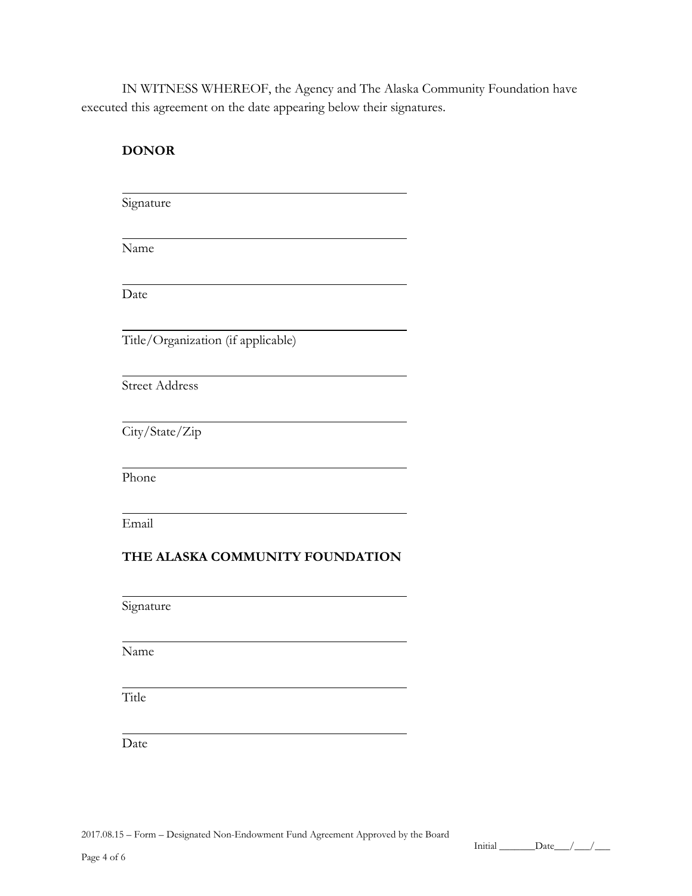IN WITNESS WHEREOF, the Agency and The Alaska Community Foundation have executed this agreement on the date appearing below their signatures.

**DONOR**

______________________________________
Signature

______________________________________
Name

______________________________________
Date

______________________________________
Title/Organization (if applicable)

______________________________________
Street Address

______________________________________
City/State/Zip

______________________________________
Phone

______________________________________
Email

**THE ALASKA COMMUNITY FOUNDATION**

______________________________________
Signature

______________________________________
Name

______________________________________
Title

______________________________________
Date

2017.08.15 – Form – Designated Non-Endowment Fund Agreement Approved by the Board

Initial _______Date___/___/___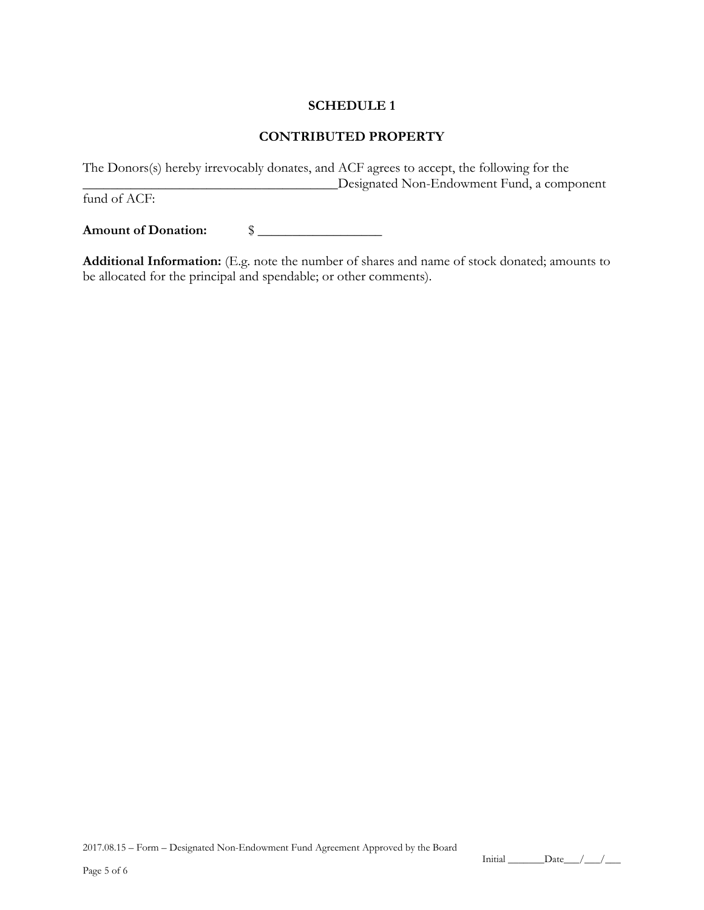**SCHEDULE 1**

**CONTRIBUTED PROPERTY**

The Donors(s) hereby irrevocably donates, and ACF agrees to accept, the following for the _____________________________________Designated Non-Endowment Fund, a component fund of ACF:

**Amount of Donation:** $ __________________

**Additional Information:** (E.g. note the number of shares and name of stock donated; amounts to be allocated for the principal and spendable; or other comments).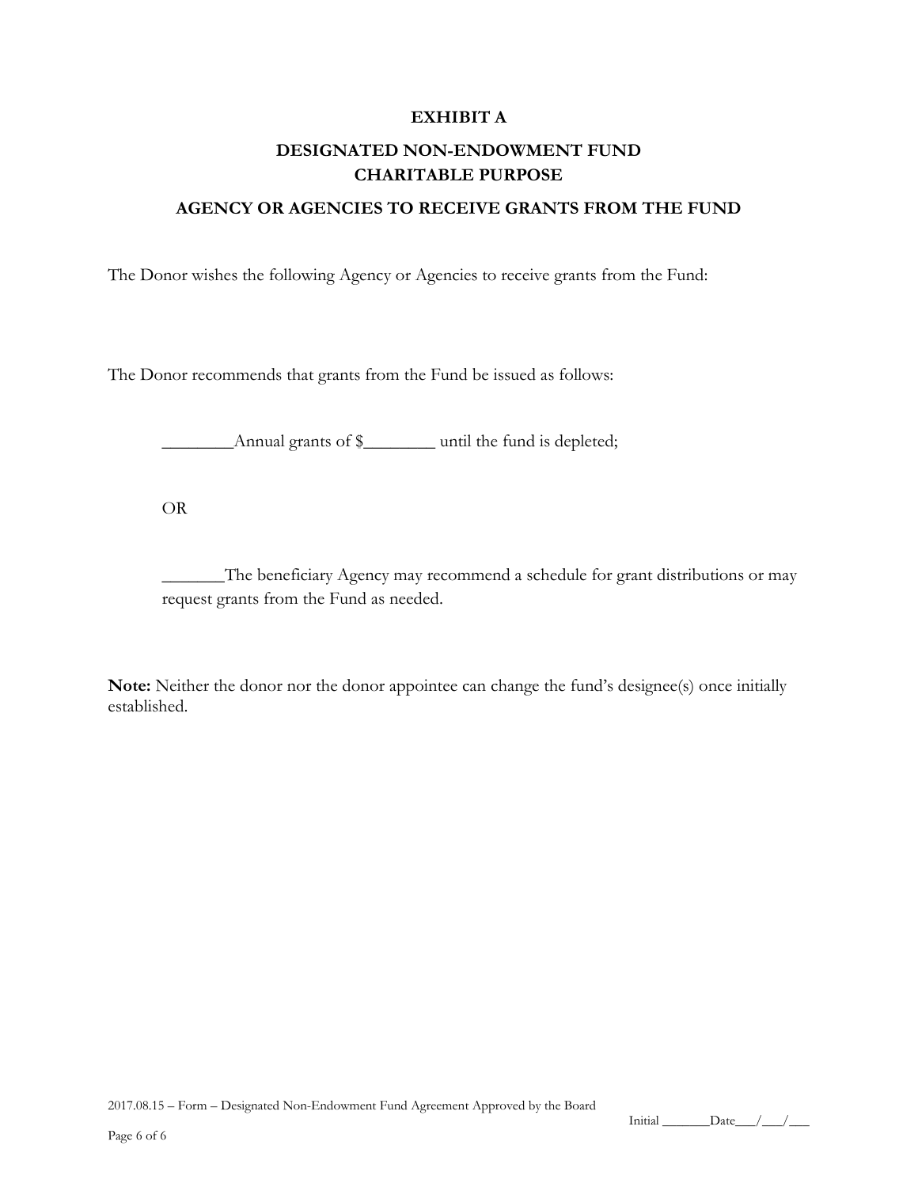# EXHIBIT A

## DESIGNATED NON-ENDOWMENT FUND
## CHARITABLE PURPOSE

### AGENCY OR AGENCIES TO RECEIVE GRANTS FROM THE FUND

The Donor wishes the following Agency or Agencies to receive grants from the Fund:

The Donor recommends that grants from the Fund be issued as follows:

________Annual grants of $________ until the fund is depleted;

OR

_______The beneficiary Agency may recommend a schedule for grant distributions or may request grants from the Fund as needed.

**Note:** Neither the donor nor the donor appointee can change the fund's designee(s) once initially established.

2017.08.15 – Form – Designated Non-Endowment Fund Agreement Approved by the Board

Initial _______Date___/___/___